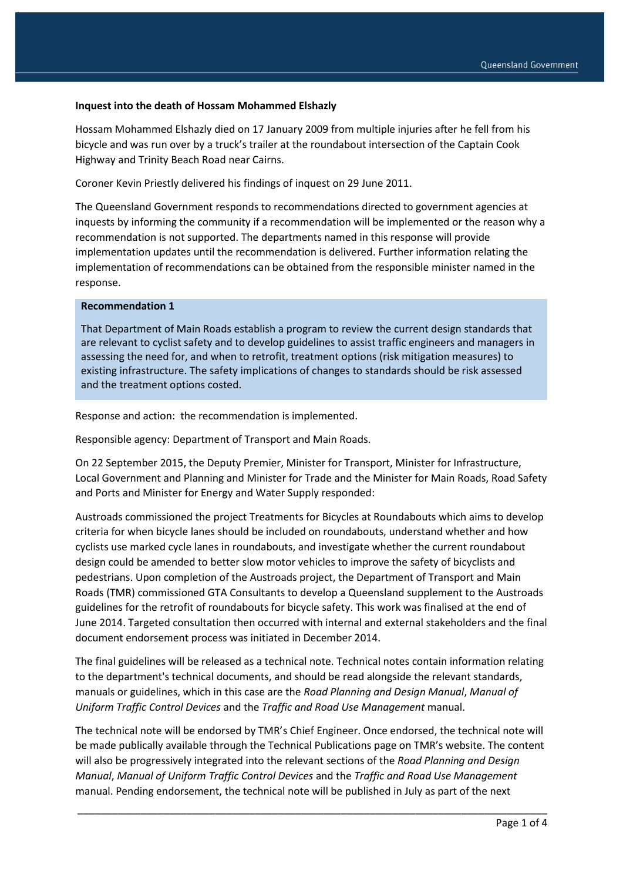**Inquest into the death of Hossam Mohammed Elshazly**

Hossam Mohammed Elshazly died on 17 January 2009 from multiple injuries after he fell from his bicycle and was run over by a truck's trailer at the roundabout intersection of the Captain Cook Highway and Trinity Beach Road near Cairns.

Coroner Kevin Priestly delivered his findings of inquest on 29 June 2011.

The Queensland Government responds to recommendations directed to government agencies at inquests by informing the community if a recommendation will be implemented or the reason why a recommendation is not supported. The departments named in this response will provide implementation updates until the recommendation is delivered. Further information relating the implementation of recommendations can be obtained from the responsible minister named in the response.

**Recommendation 1**

That Department of Main Roads establish a program to review the current design standards that are relevant to cyclist safety and to develop guidelines to assist traffic engineers and managers in assessing the need for, and when to retrofit, treatment options (risk mitigation measures) to existing infrastructure. The safety implications of changes to standards should be risk assessed and the treatment options costed.

Response and action: the recommendation is implemented.

Responsible agency: Department of Transport and Main Roads.

On 22 September 2015, the Deputy Premier, Minister for Transport, Minister for Infrastructure, Local Government and Planning and Minister for Trade and the Minister for Main Roads, Road Safety and Ports and Minister for Energy and Water Supply responded:

Austroads commissioned the project Treatments for Bicycles at Roundabouts which aims to develop criteria for when bicycle lanes should be included on roundabouts, understand whether and how cyclists use marked cycle lanes in roundabouts, and investigate whether the current roundabout design could be amended to better slow motor vehicles to improve the safety of bicyclists and pedestrians. Upon completion of the Austroads project, the Department of Transport and Main Roads (TMR) commissioned GTA Consultants to develop a Queensland supplement to the Austroads guidelines for the retrofit of roundabouts for bicycle safety. This work was finalised at the end of June 2014. Targeted consultation then occurred with internal and external stakeholders and the final document endorsement process was initiated in December 2014.

The final guidelines will be released as a technical note. Technical notes contain information relating to the department's technical documents, and should be read alongside the relevant standards, manuals or guidelines, which in this case are the *Road Planning and Design Manual*, *Manual of Uniform Traffic Control Devices* and the *Traffic and Road Use Management* manual.

The technical note will be endorsed by TMR's Chief Engineer. Once endorsed, the technical note will be made publically available through the Technical Publications page on TMR's website. The content will also be progressively integrated into the relevant sections of the *Road Planning and Design Manual*, *Manual of Uniform Traffic Control Devices* and the *Traffic and Road Use Management* manual. Pending endorsement, the technical note will be published in July as part of the next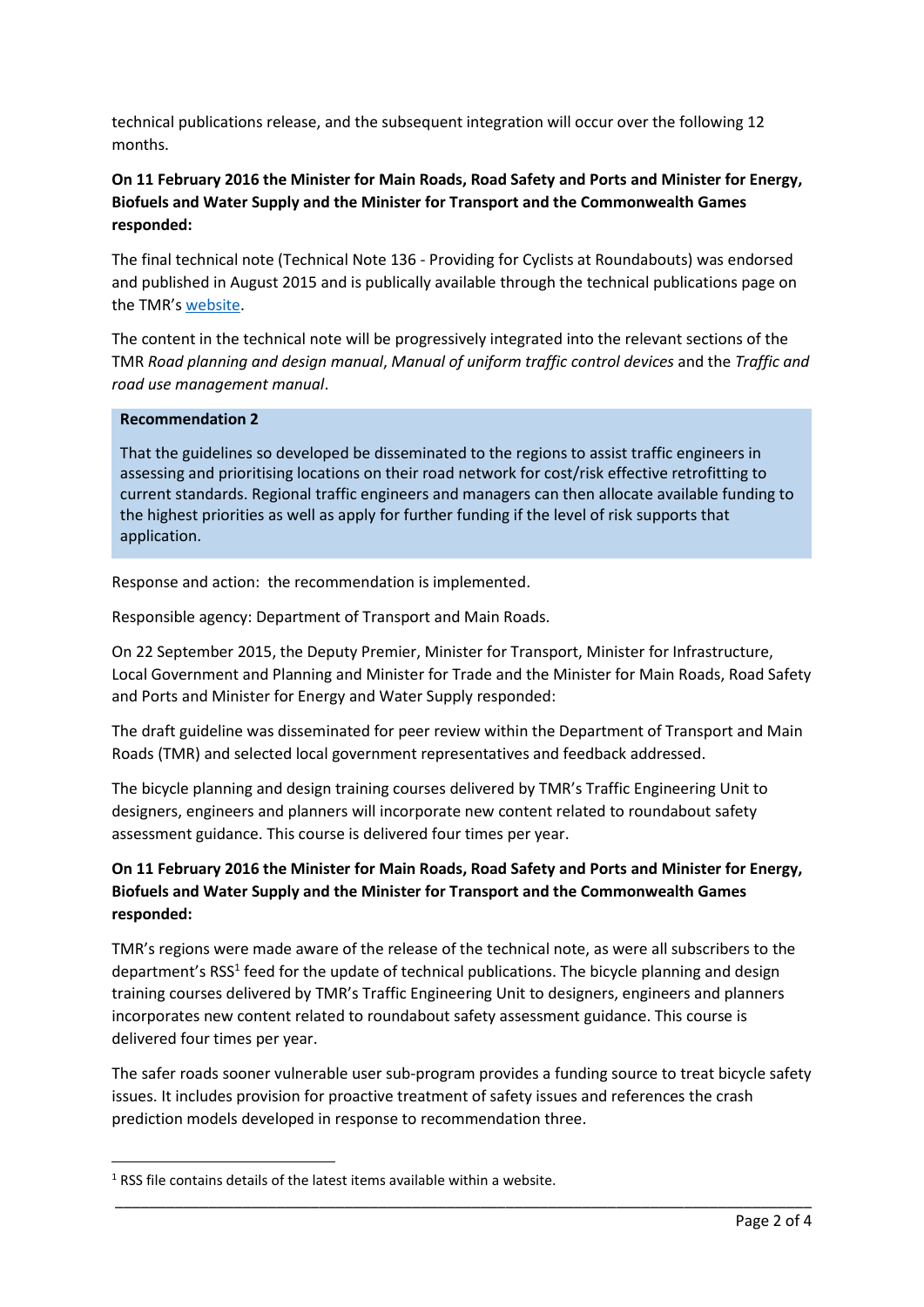technical publications release, and the subsequent integration will occur over the following 12 months.

**On 11 February 2016 the Minister for Main Roads, Road Safety and Ports and Minister for Energy, Biofuels and Water Supply and the Minister for Transport and the Commonwealth Games responded:**

The final technical note (Technical Note 136 - Providing for Cyclists at Roundabouts) was endorsed and published in August 2015 and is publically available through the technical publications page on the TMR's [website](website).

The content in the technical note will be progressively integrated into the relevant sections of the TMR *Road planning and design manual*, *Manual of uniform traffic control devices* and the *Traffic and road use management manual*.

> **Recommendation 2**
>
> That the guidelines so developed be disseminated to the regions to assist traffic engineers in assessing and prioritising locations on their road network for cost/risk effective retrofitting to current standards. Regional traffic engineers and managers can then allocate available funding to the highest priorities as well as apply for further funding if the level of risk supports that application.

Response and action: the recommendation is implemented.

Responsible agency: Department of Transport and Main Roads.

On 22 September 2015, the Deputy Premier, Minister for Transport, Minister for Infrastructure, Local Government and Planning and Minister for Trade and the Minister for Main Roads, Road Safety and Ports and Minister for Energy and Water Supply responded:

The draft guideline was disseminated for peer review within the Department of Transport and Main Roads (TMR) and selected local government representatives and feedback addressed.

The bicycle planning and design training courses delivered by TMR's Traffic Engineering Unit to designers, engineers and planners will incorporate new content related to roundabout safety assessment guidance. This course is delivered four times per year.

**On 11 February 2016 the Minister for Main Roads, Road Safety and Ports and Minister for Energy, Biofuels and Water Supply and the Minister for Transport and the Commonwealth Games responded:**

TMR's regions were made aware of the release of the technical note, as were all subscribers to the department's RSS[1] feed for the update of technical publications. The bicycle planning and design training courses delivered by TMR's Traffic Engineering Unit to designers, engineers and planners incorporates new content related to roundabout safety assessment guidance. This course is delivered four times per year.

The safer roads sooner vulnerable user sub-program provides a funding source to treat bicycle safety issues. It includes provision for proactive treatment of safety issues and references the crash prediction models developed in response to recommendation three.

[1] RSS file contains details of the latest items available within a website.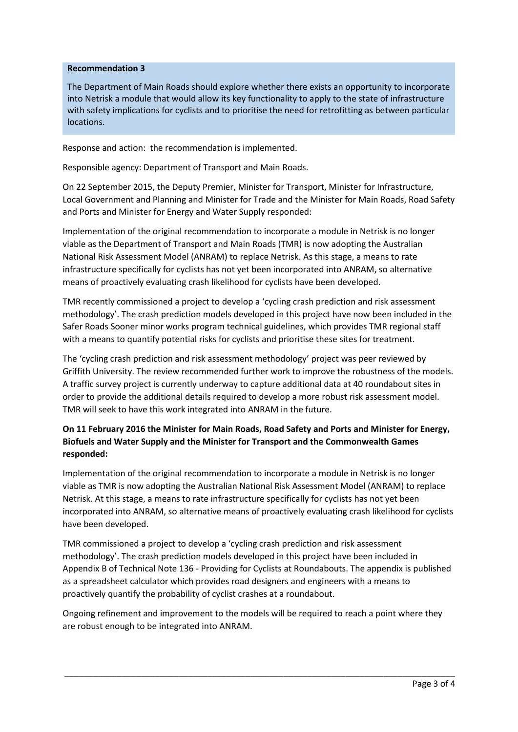**Recommendation 3**

The Department of Main Roads should explore whether there exists an opportunity to incorporate into Netrisk a module that would allow its key functionality to apply to the state of infrastructure with safety implications for cyclists and to prioritise the need for retrofitting as between particular locations.

Response and action: the recommendation is implemented.

Responsible agency: Department of Transport and Main Roads.

On 22 September 2015, the Deputy Premier, Minister for Transport, Minister for Infrastructure, Local Government and Planning and Minister for Trade and the Minister for Main Roads, Road Safety and Ports and Minister for Energy and Water Supply responded:

Implementation of the original recommendation to incorporate a module in Netrisk is no longer viable as the Department of Transport and Main Roads (TMR) is now adopting the Australian National Risk Assessment Model (ANRAM) to replace Netrisk. As this stage, a means to rate infrastructure specifically for cyclists has not yet been incorporated into ANRAM, so alternative means of proactively evaluating crash likelihood for cyclists have been developed.

TMR recently commissioned a project to develop a 'cycling crash prediction and risk assessment methodology'. The crash prediction models developed in this project have now been included in the Safer Roads Sooner minor works program technical guidelines, which provides TMR regional staff with a means to quantify potential risks for cyclists and prioritise these sites for treatment.

The 'cycling crash prediction and risk assessment methodology' project was peer reviewed by Griffith University. The review recommended further work to improve the robustness of the models. A traffic survey project is currently underway to capture additional data at 40 roundabout sites in order to provide the additional details required to develop a more robust risk assessment model. TMR will seek to have this work integrated into ANRAM in the future.

**On 11 February 2016 the Minister for Main Roads, Road Safety and Ports and Minister for Energy, Biofuels and Water Supply and the Minister for Transport and the Commonwealth Games responded:**

Implementation of the original recommendation to incorporate a module in Netrisk is no longer viable as TMR is now adopting the Australian National Risk Assessment Model (ANRAM) to replace Netrisk. At this stage, a means to rate infrastructure specifically for cyclists has not yet been incorporated into ANRAM, so alternative means of proactively evaluating crash likelihood for cyclists have been developed.

TMR commissioned a project to develop a 'cycling crash prediction and risk assessment methodology'. The crash prediction models developed in this project have been included in Appendix B of Technical Note 136 - Providing for Cyclists at Roundabouts. The appendix is published as a spreadsheet calculator which provides road designers and engineers with a means to proactively quantify the probability of cyclist crashes at a roundabout.

Ongoing refinement and improvement to the models will be required to reach a point where they are robust enough to be integrated into ANRAM.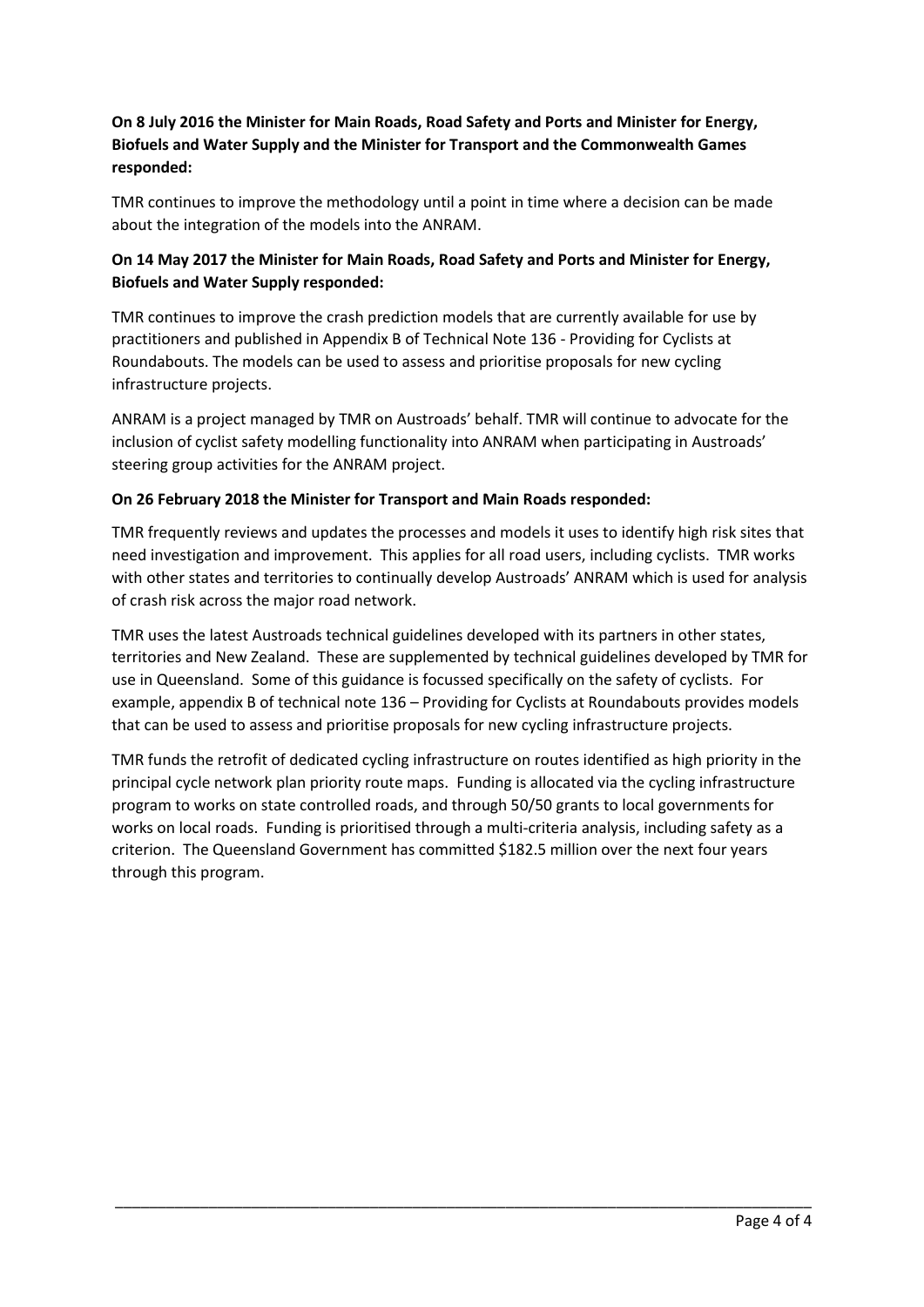**On 8 July 2016 the Minister for Main Roads, Road Safety and Ports and Minister for Energy, Biofuels and Water Supply and the Minister for Transport and the Commonwealth Games responded:**

TMR continues to improve the methodology until a point in time where a decision can be made about the integration of the models into the ANRAM.

**On 14 May 2017 the Minister for Main Roads, Road Safety and Ports and Minister for Energy, Biofuels and Water Supply responded:**

TMR continues to improve the crash prediction models that are currently available for use by practitioners and published in Appendix B of Technical Note 136 - Providing for Cyclists at Roundabouts. The models can be used to assess and prioritise proposals for new cycling infrastructure projects.

ANRAM is a project managed by TMR on Austroads' behalf. TMR will continue to advocate for the inclusion of cyclist safety modelling functionality into ANRAM when participating in Austroads' steering group activities for the ANRAM project.

**On 26 February 2018 the Minister for Transport and Main Roads responded:**

TMR frequently reviews and updates the processes and models it uses to identify high risk sites that need investigation and improvement. This applies for all road users, including cyclists. TMR works with other states and territories to continually develop Austroads' ANRAM which is used for analysis of crash risk across the major road network.

TMR uses the latest Austroads technical guidelines developed with its partners in other states, territories and New Zealand. These are supplemented by technical guidelines developed by TMR for use in Queensland. Some of this guidance is focussed specifically on the safety of cyclists. For example, appendix B of technical note 136 – Providing for Cyclists at Roundabouts provides models that can be used to assess and prioritise proposals for new cycling infrastructure projects.

TMR funds the retrofit of dedicated cycling infrastructure on routes identified as high priority in the principal cycle network plan priority route maps. Funding is allocated via the cycling infrastructure program to works on state controlled roads, and through 50/50 grants to local governments for works on local roads. Funding is prioritised through a multi-criteria analysis, including safety as a criterion. The Queensland Government has committed $182.5 million over the next four years through this program.